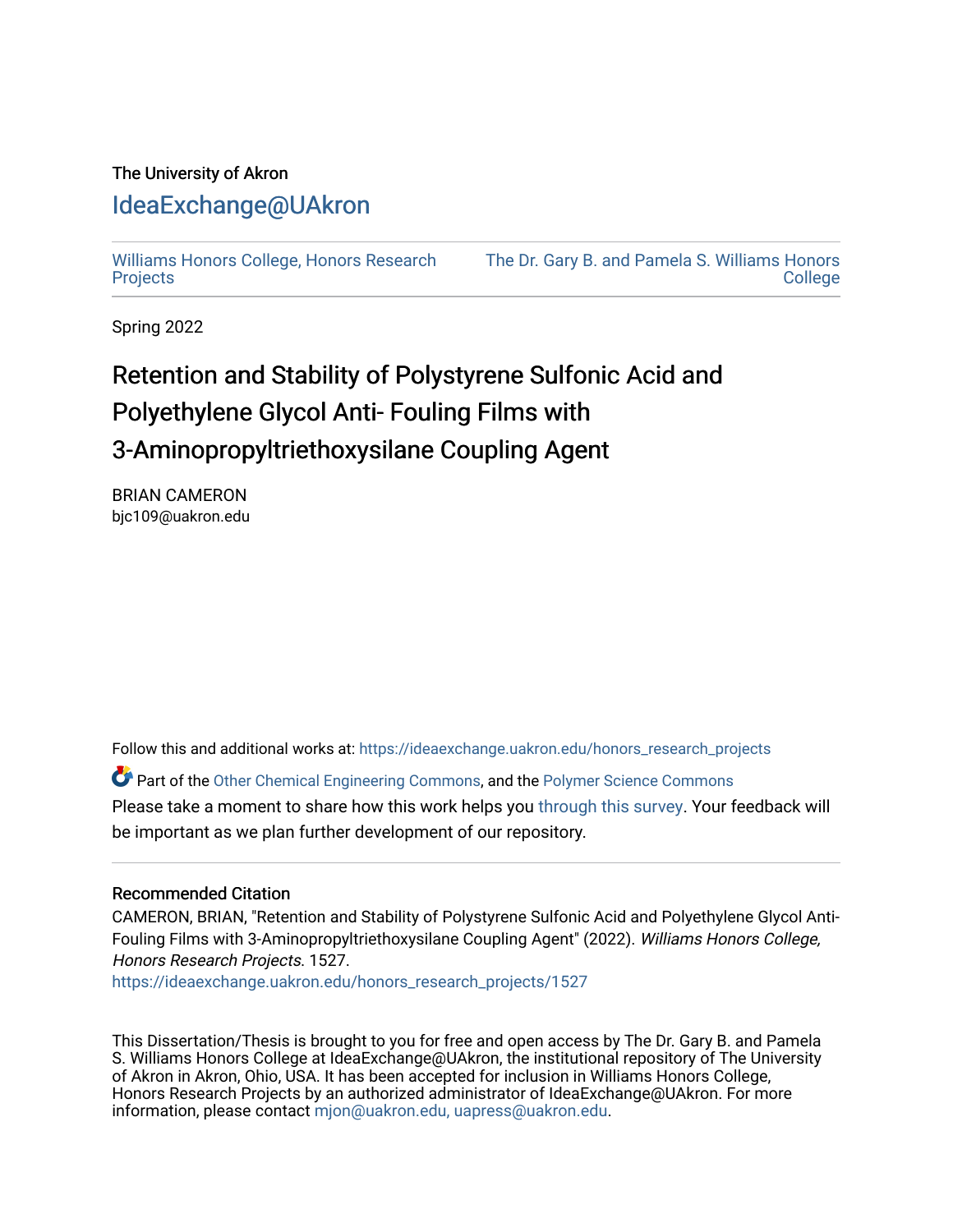The University of Akron

# IdeaExchange@UAkron

Williams Honors College, Honors Research Projects | The Dr. Gary B. and Pamela S. Williams Honors College

Spring 2022

# Retention and Stability of Polystyrene Sulfonic Acid and Polyethylene Glycol Anti- Fouling Films with 3-Aminopropyltriethoxysilane Coupling Agent

BRIAN CAMERON
bjc109@uakron.edu

Follow this and additional works at: https://ideaexchange.uakron.edu/honors_research_projects

Part of the Other Chemical Engineering Commons, and the Polymer Science Commons

Please take a moment to share how this work helps you through this survey. Your feedback will be important as we plan further development of our repository.

### Recommended Citation

CAMERON, BRIAN, "Retention and Stability of Polystyrene Sulfonic Acid and Polyethylene Glycol Anti-Fouling Films with 3-Aminopropyltriethoxysilane Coupling Agent" (2022). *Williams Honors College, Honors Research Projects*. 1527.
https://ideaexchange.uakron.edu/honors_research_projects/1527

This Dissertation/Thesis is brought to you for free and open access by The Dr. Gary B. and Pamela S. Williams Honors College at IdeaExchange@UAkron, the institutional repository of The University of Akron in Akron, Ohio, USA. It has been accepted for inclusion in Williams Honors College, Honors Research Projects by an authorized administrator of IdeaExchange@UAkron. For more information, please contact mjon@uakron.edu, uapress@uakron.edu.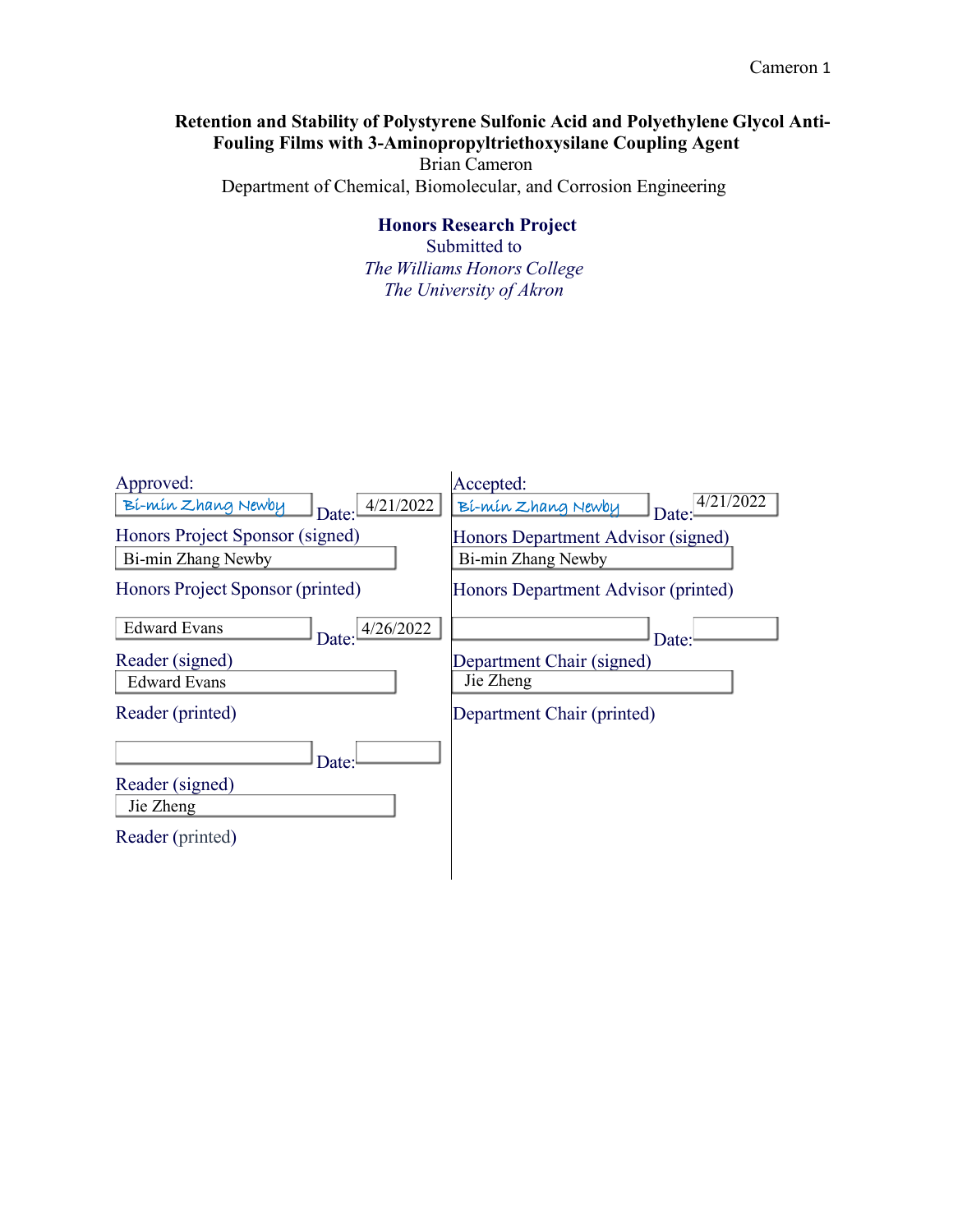**Retention and Stability of Polystyrene Sulfonic Acid and Polyethylene Glycol Anti-Fouling Films with 3-Aminopropyltriethoxysilane Coupling Agent**

Brian Cameron

Department of Chemical, Biomolecular, and Corrosion Engineering

**Honors Research Project**

Submitted to

*The Williams Honors College*

*The University of Akron*

Approved:

Bi-min Zhang Newby Date: 4/21/2022

Honors Project Sponsor (signed)

Bi-min Zhang Newby

Honors Project Sponsor (printed)

Edward Evans Date: 4/26/2022

Reader (signed)

Edward Evans

Reader (printed)

Date:

Reader (signed)

Jie Zheng

Reader (printed)

Accepted:

Bi-min Zhang Newby Date: 4/21/2022

Honors Department Advisor (signed)

Bi-min Zhang Newby

Honors Department Advisor (printed)

Date:

Department Chair (signed)

Jie Zheng

Department Chair (printed)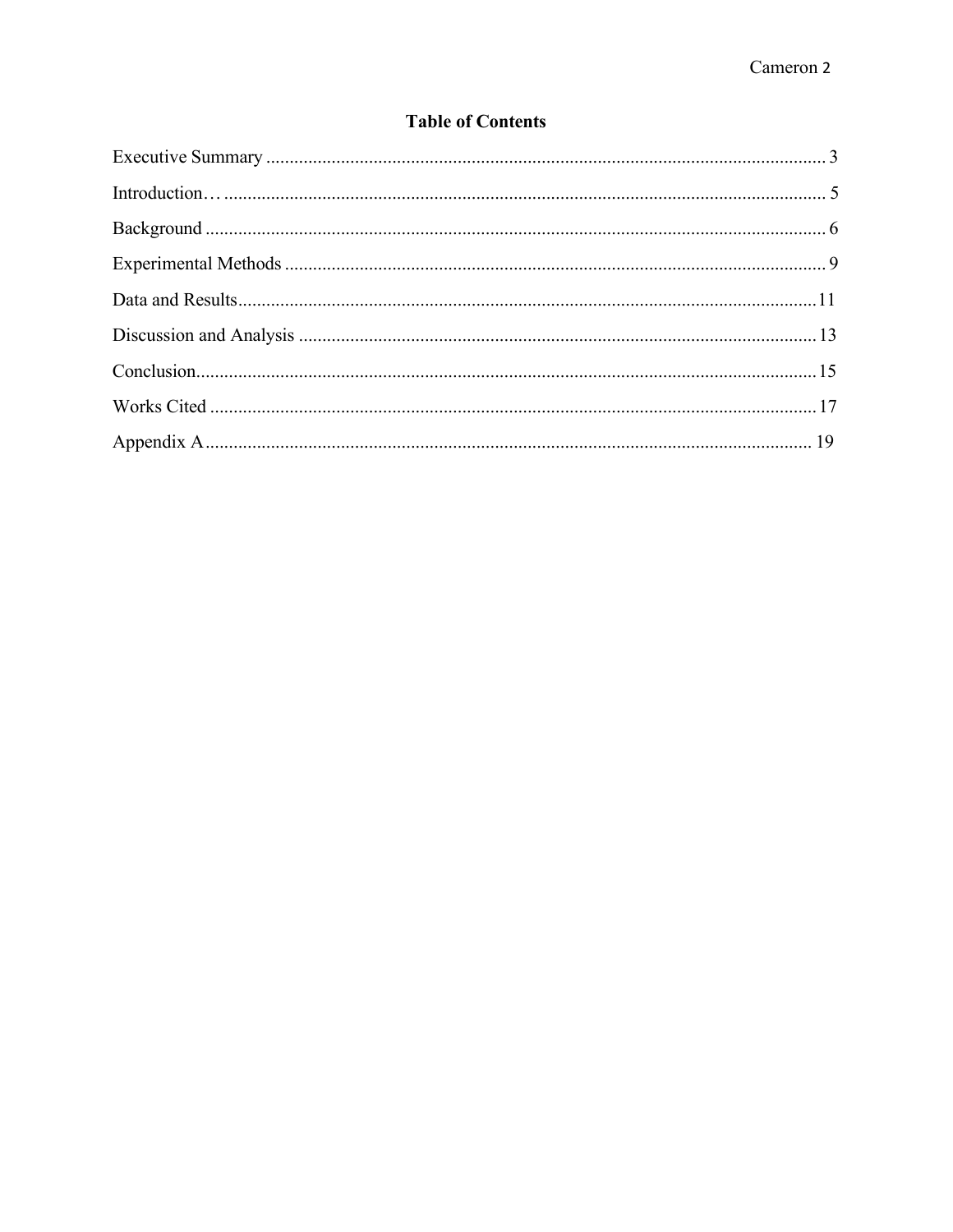## Table of Contents

Executive Summary ........................................................................................................................ 3

Introduction… ................................................................................................................................. 5

Background ..................................................................................................................................... 6

Experimental Methods .................................................................................................................... 9

Data and Results............................................................................................................................. 11

Discussion and Analysis ............................................................................................................... 13

Conclusion..................................................................................................................................... 15

Works Cited .................................................................................................................................. 17

Appendix A................................................................................................................................... 19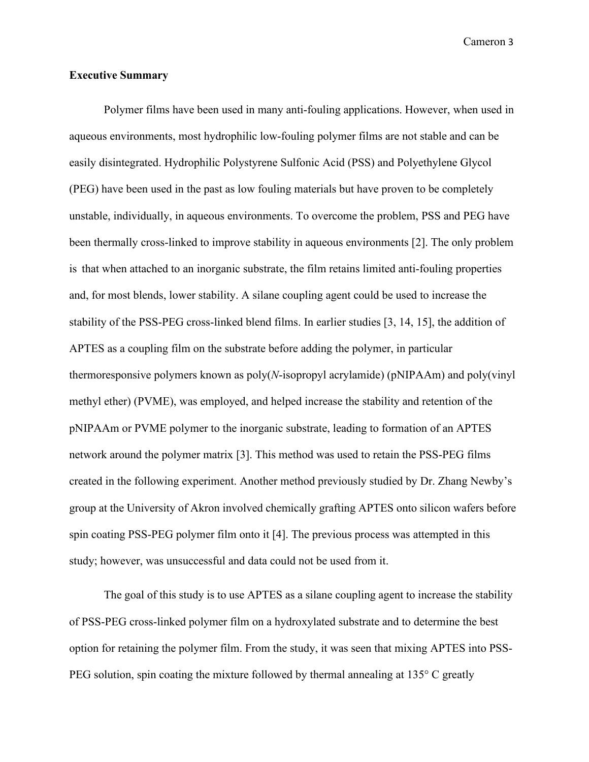**Executive Summary**

Polymer films have been used in many anti-fouling applications. However, when used in aqueous environments, most hydrophilic low-fouling polymer films are not stable and can be easily disintegrated. Hydrophilic Polystyrene Sulfonic Acid (PSS) and Polyethylene Glycol (PEG) have been used in the past as low fouling materials but have proven to be completely unstable, individually, in aqueous environments. To overcome the problem, PSS and PEG have been thermally cross-linked to improve stability in aqueous environments [2]. The only problem is that when attached to an inorganic substrate, the film retains limited anti-fouling properties and, for most blends, lower stability. A silane coupling agent could be used to increase the stability of the PSS-PEG cross-linked blend films. In earlier studies [3, 14, 15], the addition of APTES as a coupling film on the substrate before adding the polymer, in particular thermoresponsive polymers known as poly(*N*-isopropyl acrylamide) (pNIPAAm) and poly(vinyl methyl ether) (PVME), was employed, and helped increase the stability and retention of the pNIPAAm or PVME polymer to the inorganic substrate, leading to formation of an APTES network around the polymer matrix [3]. This method was used to retain the PSS-PEG films created in the following experiment. Another method previously studied by Dr. Zhang Newby's group at the University of Akron involved chemically grafting APTES onto silicon wafers before spin coating PSS-PEG polymer film onto it [4]. The previous process was attempted in this study; however, was unsuccessful and data could not be used from it.

The goal of this study is to use APTES as a silane coupling agent to increase the stability of PSS-PEG cross-linked polymer film on a hydroxylated substrate and to determine the best option for retaining the polymer film. From the study, it was seen that mixing APTES into PSS-PEG solution, spin coating the mixture followed by thermal annealing at 135° C greatly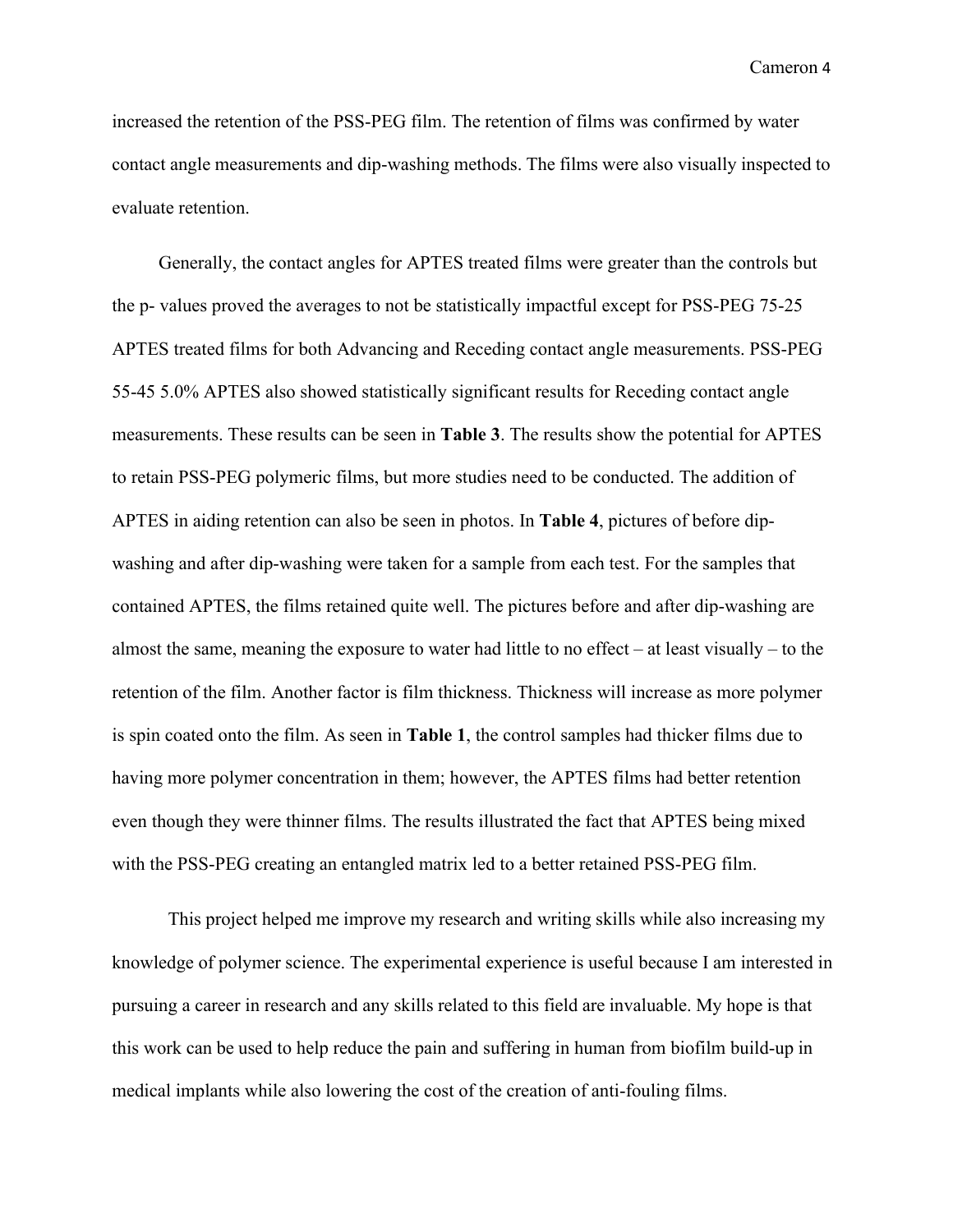increased the retention of the PSS-PEG film. The retention of films was confirmed by water contact angle measurements and dip-washing methods. The films were also visually inspected to evaluate retention.

Generally, the contact angles for APTES treated films were greater than the controls but the p- values proved the averages to not be statistically impactful except for PSS-PEG 75-25 APTES treated films for both Advancing and Receding contact angle measurements. PSS-PEG 55-45 5.0% APTES also showed statistically significant results for Receding contact angle measurements. These results can be seen in **Table 3**. The results show the potential for APTES to retain PSS-PEG polymeric films, but more studies need to be conducted. The addition of APTES in aiding retention can also be seen in photos. In **Table 4**, pictures of before dip-washing and after dip-washing were taken for a sample from each test. For the samples that contained APTES, the films retained quite well. The pictures before and after dip-washing are almost the same, meaning the exposure to water had little to no effect – at least visually – to the retention of the film. Another factor is film thickness. Thickness will increase as more polymer is spin coated onto the film. As seen in **Table 1**, the control samples had thicker films due to having more polymer concentration in them; however, the APTES films had better retention even though they were thinner films. The results illustrated the fact that APTES being mixed with the PSS-PEG creating an entangled matrix led to a better retained PSS-PEG film.

This project helped me improve my research and writing skills while also increasing my knowledge of polymer science. The experimental experience is useful because I am interested in pursuing a career in research and any skills related to this field are invaluable. My hope is that this work can be used to help reduce the pain and suffering in human from biofilm build-up in medical implants while also lowering the cost of the creation of anti-fouling films.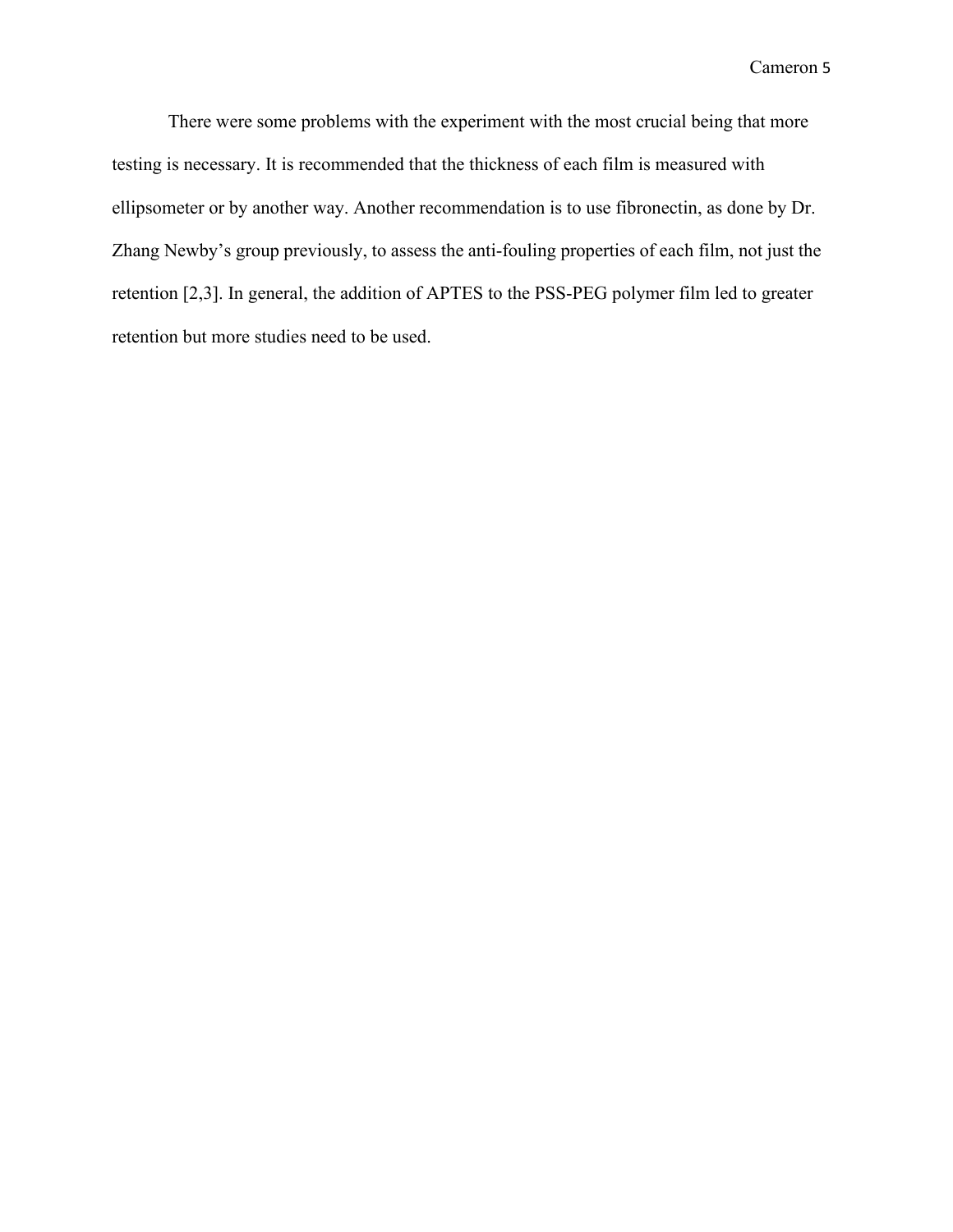There were some problems with the experiment with the most crucial being that more testing is necessary. It is recommended that the thickness of each film is measured with ellipsometer or by another way. Another recommendation is to use fibronectin, as done by Dr. Zhang Newby's group previously, to assess the anti-fouling properties of each film, not just the retention [2,3]. In general, the addition of APTES to the PSS-PEG polymer film led to greater retention but more studies need to be used.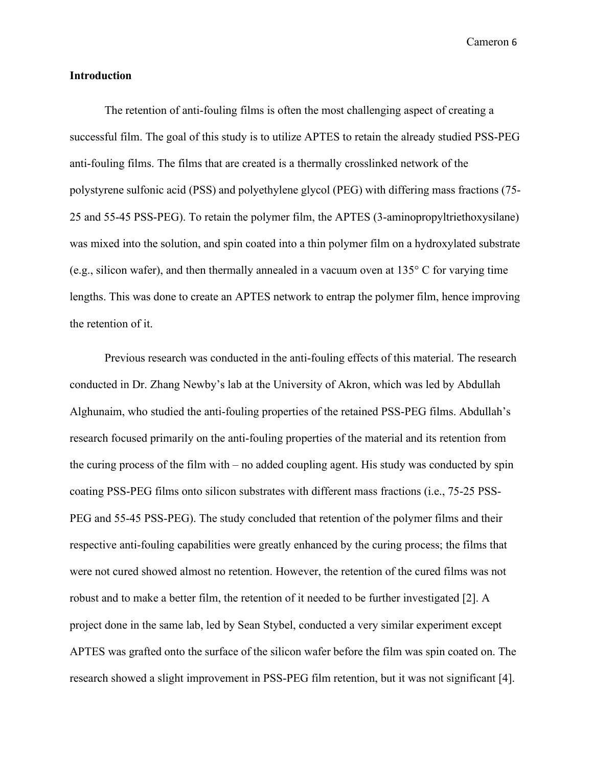**Introduction**

The retention of anti-fouling films is often the most challenging aspect of creating a successful film. The goal of this study is to utilize APTES to retain the already studied PSS-PEG anti-fouling films. The films that are created is a thermally crosslinked network of the polystyrene sulfonic acid (PSS) and polyethylene glycol (PEG) with differing mass fractions (75-25 and 55-45 PSS-PEG). To retain the polymer film, the APTES (3-aminopropyltriethoxysilane) was mixed into the solution, and spin coated into a thin polymer film on a hydroxylated substrate (e.g., silicon wafer), and then thermally annealed in a vacuum oven at 135° C for varying time lengths. This was done to create an APTES network to entrap the polymer film, hence improving the retention of it.

Previous research was conducted in the anti-fouling effects of this material. The research conducted in Dr. Zhang Newby's lab at the University of Akron, which was led by Abdullah Alghunaim, who studied the anti-fouling properties of the retained PSS-PEG films. Abdullah's research focused primarily on the anti-fouling properties of the material and its retention from the curing process of the film with – no added coupling agent. His study was conducted by spin coating PSS-PEG films onto silicon substrates with different mass fractions (i.e., 75-25 PSS-PEG and 55-45 PSS-PEG). The study concluded that retention of the polymer films and their respective anti-fouling capabilities were greatly enhanced by the curing process; the films that were not cured showed almost no retention. However, the retention of the cured films was not robust and to make a better film, the retention of it needed to be further investigated [2]. A project done in the same lab, led by Sean Stybel, conducted a very similar experiment except APTES was grafted onto the surface of the silicon wafer before the film was spin coated on. The research showed a slight improvement in PSS-PEG film retention, but it was not significant [4].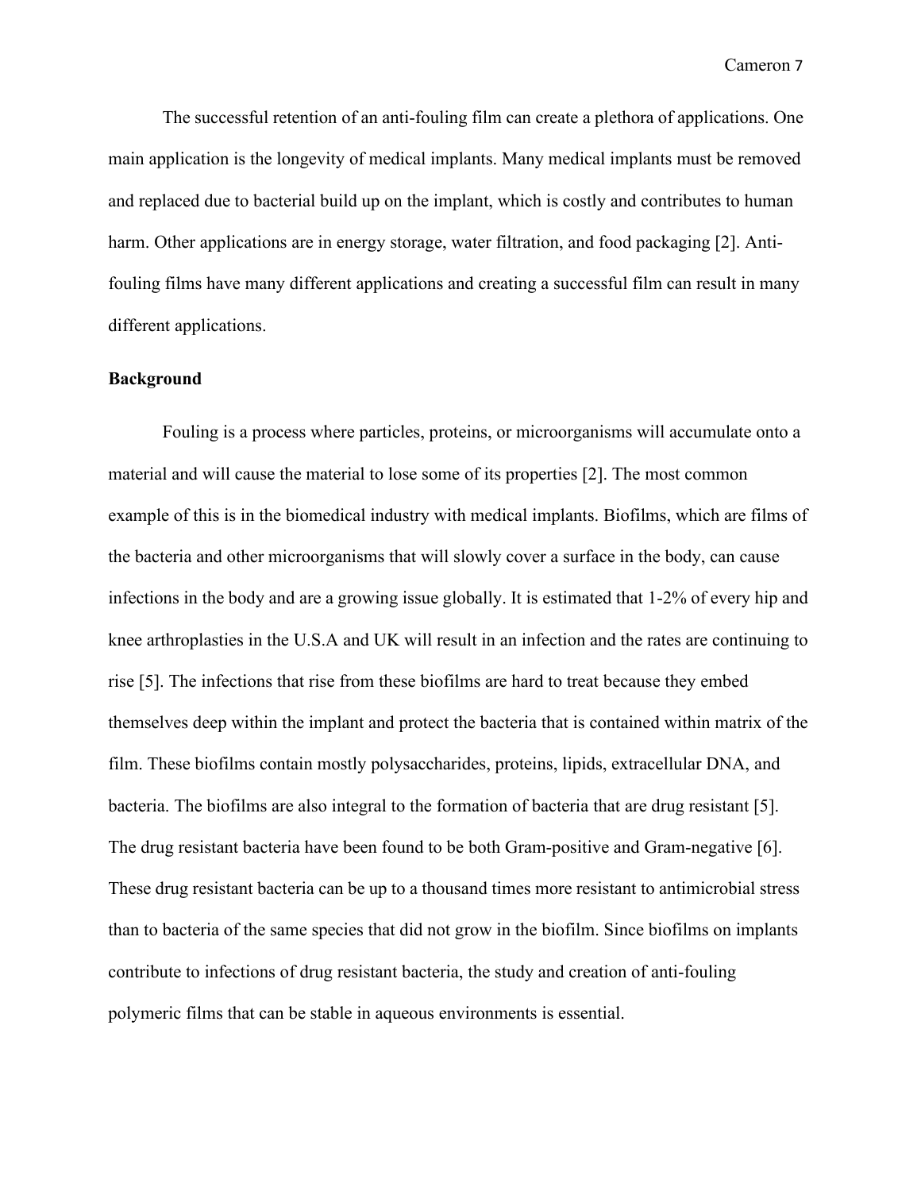The successful retention of an anti-fouling film can create a plethora of applications. One main application is the longevity of medical implants. Many medical implants must be removed and replaced due to bacterial build up on the implant, which is costly and contributes to human harm. Other applications are in energy storage, water filtration, and food packaging [2]. Anti-fouling films have many different applications and creating a successful film can result in many different applications.

**Background**

Fouling is a process where particles, proteins, or microorganisms will accumulate onto a material and will cause the material to lose some of its properties [2]. The most common example of this is in the biomedical industry with medical implants. Biofilms, which are films of the bacteria and other microorganisms that will slowly cover a surface in the body, can cause infections in the body and are a growing issue globally. It is estimated that 1-2% of every hip and knee arthroplasties in the U.S.A and UK will result in an infection and the rates are continuing to rise [5]. The infections that rise from these biofilms are hard to treat because they embed themselves deep within the implant and protect the bacteria that is contained within matrix of the film. These biofilms contain mostly polysaccharides, proteins, lipids, extracellular DNA, and bacteria. The biofilms are also integral to the formation of bacteria that are drug resistant [5]. The drug resistant bacteria have been found to be both Gram-positive and Gram-negative [6]. These drug resistant bacteria can be up to a thousand times more resistant to antimicrobial stress than to bacteria of the same species that did not grow in the biofilm. Since biofilms on implants contribute to infections of drug resistant bacteria, the study and creation of anti-fouling polymeric films that can be stable in aqueous environments is essential.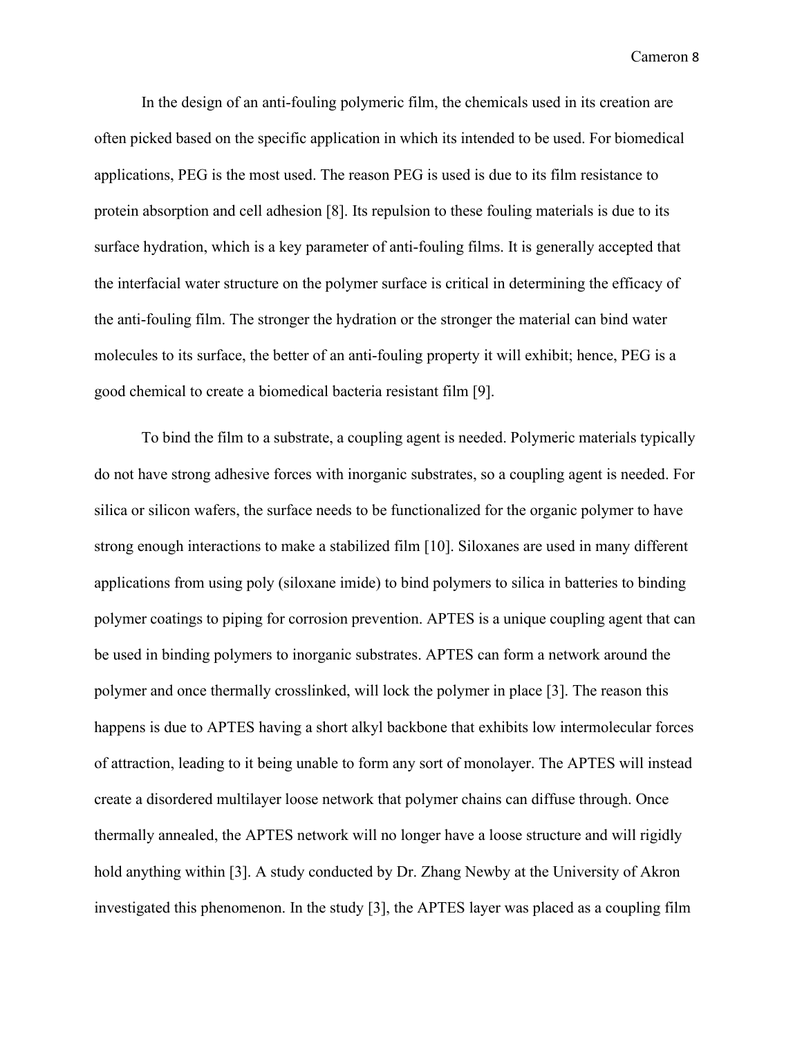In the design of an anti-fouling polymeric film, the chemicals used in its creation are often picked based on the specific application in which its intended to be used. For biomedical applications, PEG is the most used. The reason PEG is used is due to its film resistance to protein absorption and cell adhesion [8]. Its repulsion to these fouling materials is due to its surface hydration, which is a key parameter of anti-fouling films. It is generally accepted that the interfacial water structure on the polymer surface is critical in determining the efficacy of the anti-fouling film. The stronger the hydration or the stronger the material can bind water molecules to its surface, the better of an anti-fouling property it will exhibit; hence, PEG is a good chemical to create a biomedical bacteria resistant film [9].

To bind the film to a substrate, a coupling agent is needed. Polymeric materials typically do not have strong adhesive forces with inorganic substrates, so a coupling agent is needed. For silica or silicon wafers, the surface needs to be functionalized for the organic polymer to have strong enough interactions to make a stabilized film [10]. Siloxanes are used in many different applications from using poly (siloxane imide) to bind polymers to silica in batteries to binding polymer coatings to piping for corrosion prevention. APTES is a unique coupling agent that can be used in binding polymers to inorganic substrates. APTES can form a network around the polymer and once thermally crosslinked, will lock the polymer in place [3]. The reason this happens is due to APTES having a short alkyl backbone that exhibits low intermolecular forces of attraction, leading to it being unable to form any sort of monolayer. The APTES will instead create a disordered multilayer loose network that polymer chains can diffuse through. Once thermally annealed, the APTES network will no longer have a loose structure and will rigidly hold anything within [3]. A study conducted by Dr. Zhang Newby at the University of Akron investigated this phenomenon. In the study [3], the APTES layer was placed as a coupling film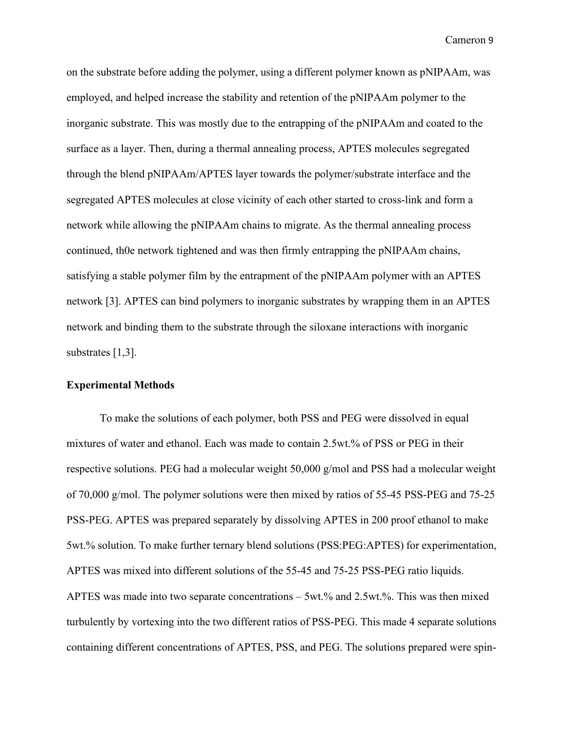on the substrate before adding the polymer, using a different polymer known as pNIPAAm, was employed, and helped increase the stability and retention of the pNIPAAm polymer to the inorganic substrate. This was mostly due to the entrapping of the pNIPAAm and coated to the surface as a layer. Then, during a thermal annealing process, APTES molecules segregated through the blend pNIPAAm/APTES layer towards the polymer/substrate interface and the segregated APTES molecules at close vicinity of each other started to cross-link and form a network while allowing the pNIPAAm chains to migrate. As the thermal annealing process continued, th0e network tightened and was then firmly entrapping the pNIPAAm chains, satisfying a stable polymer film by the entrapment of the pNIPAAm polymer with an APTES network [3]. APTES can bind polymers to inorganic substrates by wrapping them in an APTES network and binding them to the substrate through the siloxane interactions with inorganic substrates [1,3].

## Experimental Methods

To make the solutions of each polymer, both PSS and PEG were dissolved in equal mixtures of water and ethanol. Each was made to contain 2.5wt.% of PSS or PEG in their respective solutions. PEG had a molecular weight 50,000 g/mol and PSS had a molecular weight of 70,000 g/mol. The polymer solutions were then mixed by ratios of 55-45 PSS-PEG and 75-25 PSS-PEG. APTES was prepared separately by dissolving APTES in 200 proof ethanol to make 5wt.% solution. To make further ternary blend solutions (PSS:PEG:APTES) for experimentation, APTES was mixed into different solutions of the 55-45 and 75-25 PSS-PEG ratio liquids. APTES was made into two separate concentrations – 5wt.% and 2.5wt.%. This was then mixed turbulently by vortexing into the two different ratios of PSS-PEG. This made 4 separate solutions containing different concentrations of APTES, PSS, and PEG. The solutions prepared were spin-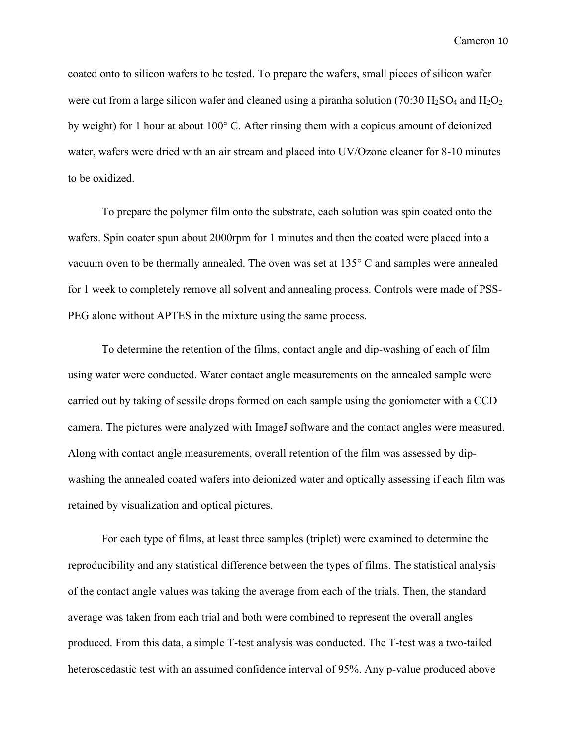coated onto to silicon wafers to be tested. To prepare the wafers, small pieces of silicon wafer were cut from a large silicon wafer and cleaned using a piranha solution (70:30 $H_2SO_4$ and $H_2O_2$ by weight) for 1 hour at about 100° C. After rinsing them with a copious amount of deionized water, wafers were dried with an air stream and placed into UV/Ozone cleaner for 8-10 minutes to be oxidized.

To prepare the polymer film onto the substrate, each solution was spin coated onto the wafers. Spin coater spun about 2000rpm for 1 minutes and then the coated were placed into a vacuum oven to be thermally annealed. The oven was set at 135° C and samples were annealed for 1 week to completely remove all solvent and annealing process. Controls were made of PSS-PEG alone without APTES in the mixture using the same process.

To determine the retention of the films, contact angle and dip-washing of each of film using water were conducted. Water contact angle measurements on the annealed sample were carried out by taking of sessile drops formed on each sample using the goniometer with a CCD camera. The pictures were analyzed with ImageJ software and the contact angles were measured. Along with contact angle measurements, overall retention of the film was assessed by dip-washing the annealed coated wafers into deionized water and optically assessing if each film was retained by visualization and optical pictures.

For each type of films, at least three samples (triplet) were examined to determine the reproducibility and any statistical difference between the types of films. The statistical analysis of the contact angle values was taking the average from each of the trials. Then, the standard average was taken from each trial and both were combined to represent the overall angles produced. From this data, a simple T-test analysis was conducted. The T-test was a two-tailed heteroscedastic test with an assumed confidence interval of 95%. Any p-value produced above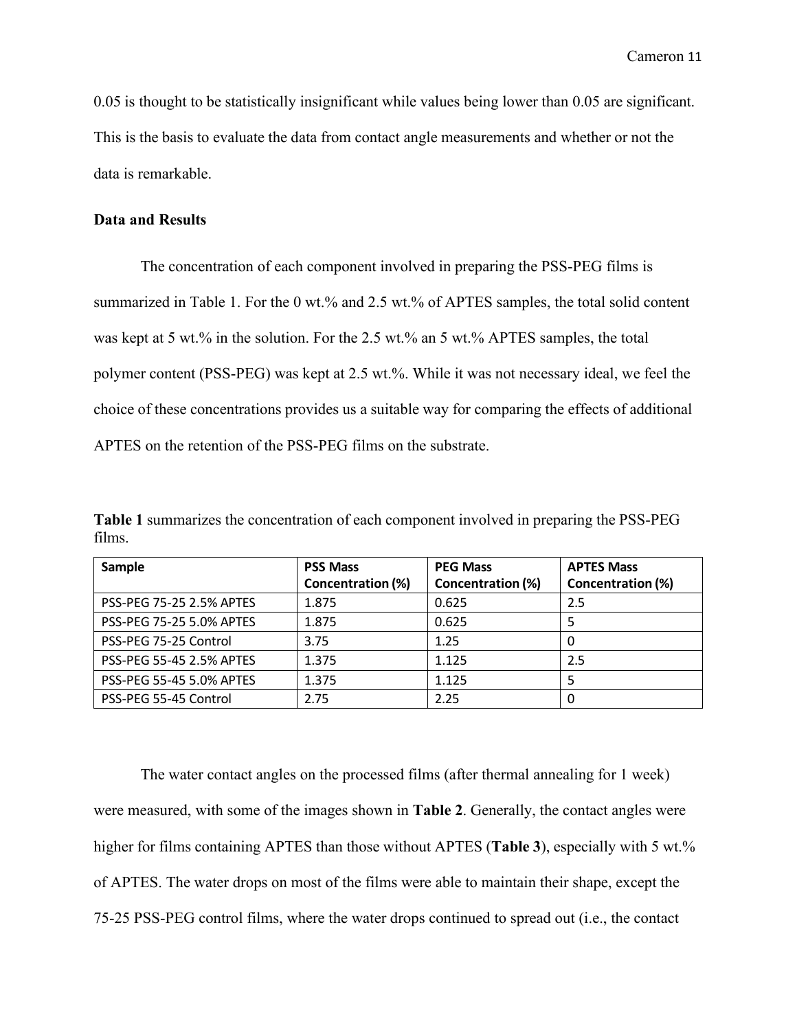0.05 is thought to be statistically insignificant while values being lower than 0.05 are significant. This is the basis to evaluate the data from contact angle measurements and whether or not the data is remarkable.

**Data and Results**

The concentration of each component involved in preparing the PSS-PEG films is summarized in Table 1. For the 0 wt.% and 2.5 wt.% of APTES samples, the total solid content was kept at 5 wt.% in the solution. For the 2.5 wt.% an 5 wt.% APTES samples, the total polymer content (PSS-PEG) was kept at 2.5 wt.%. While it was not necessary ideal, we feel the choice of these concentrations provides us a suitable way for comparing the effects of additional APTES on the retention of the PSS-PEG films on the substrate.

**Table 1** summarizes the concentration of each component involved in preparing the PSS-PEG films.

| Sample | PSS Mass Concentration (%) | PEG Mass Concentration (%) | APTES Mass Concentration (%) |
|---|---|---|---|
| PSS-PEG 75-25 2.5% APTES | 1.875 | 0.625 | 2.5 |
| PSS-PEG 75-25 5.0% APTES | 1.875 | 0.625 | 5 |
| PSS-PEG 75-25 Control | 3.75 | 1.25 | 0 |
| PSS-PEG 55-45 2.5% APTES | 1.375 | 1.125 | 2.5 |
| PSS-PEG 55-45 5.0% APTES | 1.375 | 1.125 | 5 |
| PSS-PEG 55-45 Control | 2.75 | 2.25 | 0 |

The water contact angles on the processed films (after thermal annealing for 1 week) were measured, with some of the images shown in **Table 2**. Generally, the contact angles were higher for films containing APTES than those without APTES (**Table 3**), especially with 5 wt.% of APTES. The water drops on most of the films were able to maintain their shape, except the 75-25 PSS-PEG control films, where the water drops continued to spread out (i.e., the contact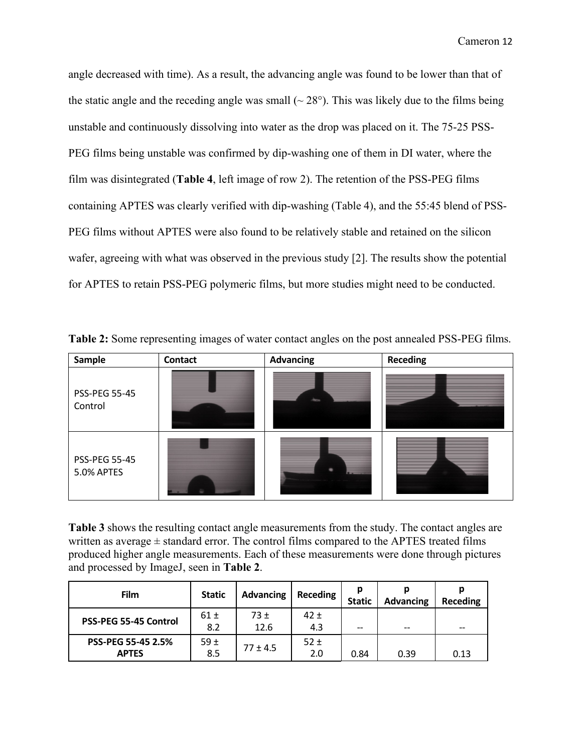angle decreased with time). As a result, the advancing angle was found to be lower than that of the static angle and the receding angle was small (~ 28°). This was likely due to the films being unstable and continuously dissolving into water as the drop was placed on it. The 75-25 PSS-PEG films being unstable was confirmed by dip-washing one of them in DI water, where the film was disintegrated (**Table 4**, left image of row 2). The retention of the PSS-PEG films containing APTES was clearly verified with dip-washing (Table 4), and the 55:45 blend of PSS-PEG films without APTES were also found to be relatively stable and retained on the silicon wafer, agreeing with what was observed in the previous study [2]. The results show the potential for APTES to retain PSS-PEG polymeric films, but more studies might need to be conducted.

**Table 2:** Some representing images of water contact angles on the post annealed PSS-PEG films.

| Sample | Contact | Advancing | Receding |
|---|---|---|---|
| PSS-PEG 55-45 Control | | | |
| PSS-PEG 55-45 5.0% APTES | | | |

**Table 3** shows the resulting contact angle measurements from the study. The contact angles are written as average ± standard error. The control films compared to the APTES treated films produced higher angle measurements. Each of these measurements were done through pictures and processed by ImageJ, seen in **Table 2**.

| Film | Static | Advancing | Receding | p Static | p Advancing | p Receding |
|---|---|---|---|---|---|---|
| **PSS-PEG 55-45 Control** | 61 ± 8.2 | 73 ± 12.6 | 42 ± 4.3 | -- | -- | -- |
| **PSS-PEG 55-45 2.5% APTES** | 59 ± 8.5 | 77 ± 4.5 | 52 ± 2.0 | 0.84 | 0.39 | 0.13 |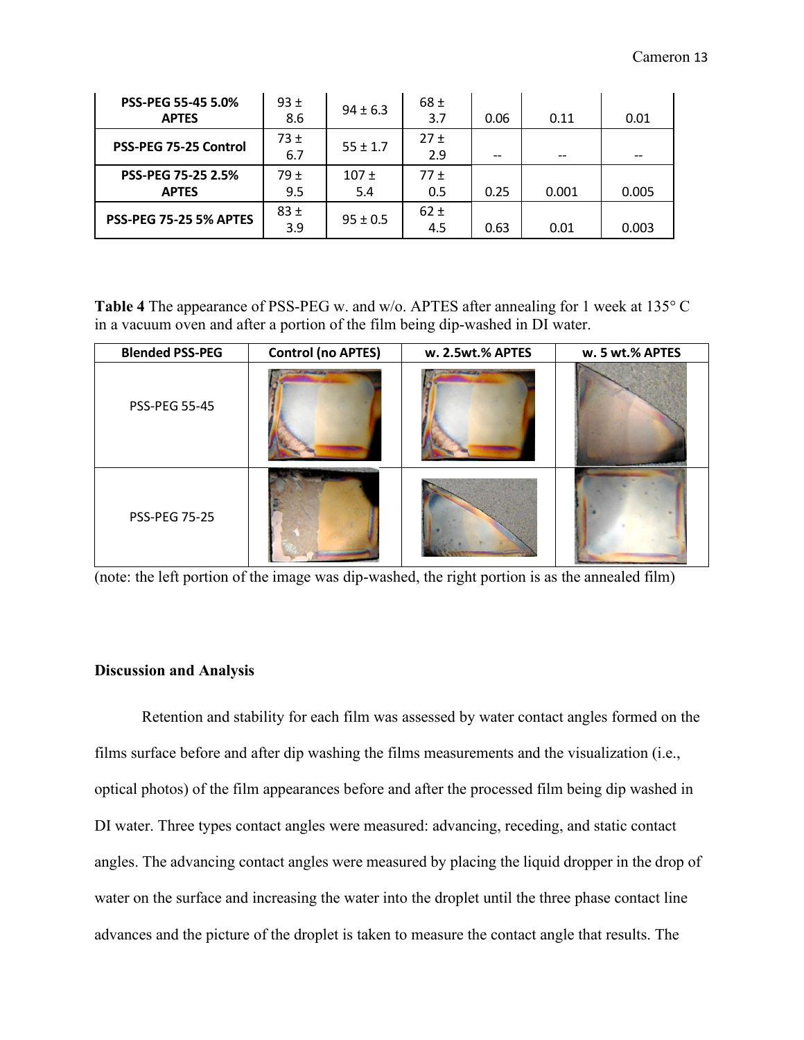| PSS-PEG 55-45 5.0% APTES | 93 ± 8.6 | 94 ± 6.3 | 68 ± 3.7 | 0.06 | 0.11 | 0.01 |
|---|---|---|---|---|---|---|
| PSS-PEG 75-25 Control | 73 ± 6.7 | 55 ± 1.7 | 27 ± 2.9 | -- | -- | -- |
| PSS-PEG 75-25 2.5% APTES | 79 ± 9.5 | 107 ± 5.4 | 77 ± 0.5 | 0.25 | 0.001 | 0.005 |
| PSS-PEG 75-25 5% APTES | 83 ± 3.9 | 95 ± 0.5 | 62 ± 4.5 | 0.63 | 0.01 | 0.003 |

**Table 4** The appearance of PSS-PEG w. and w/o. APTES after annealing for 1 week at 135° C in a vacuum oven and after a portion of the film being dip-washed in DI water.

| Blended PSS-PEG | Control (no APTES) | w. 2.5wt.% APTES | w. 5 wt.% APTES |
|---|---|---|---|
| PSS-PEG 55-45 | | | |
| PSS-PEG 75-25 | | | |

(note: the left portion of the image was dip-washed, the right portion is as the annealed film)

## Discussion and Analysis

Retention and stability for each film was assessed by water contact angles formed on the films surface before and after dip washing the films measurements and the visualization (i.e., optical photos) of the film appearances before and after the processed film being dip washed in DI water. Three types contact angles were measured: advancing, receding, and static contact angles. The advancing contact angles were measured by placing the liquid dropper in the drop of water on the surface and increasing the water into the droplet until the three phase contact line advances and the picture of the droplet is taken to measure the contact angle that results. The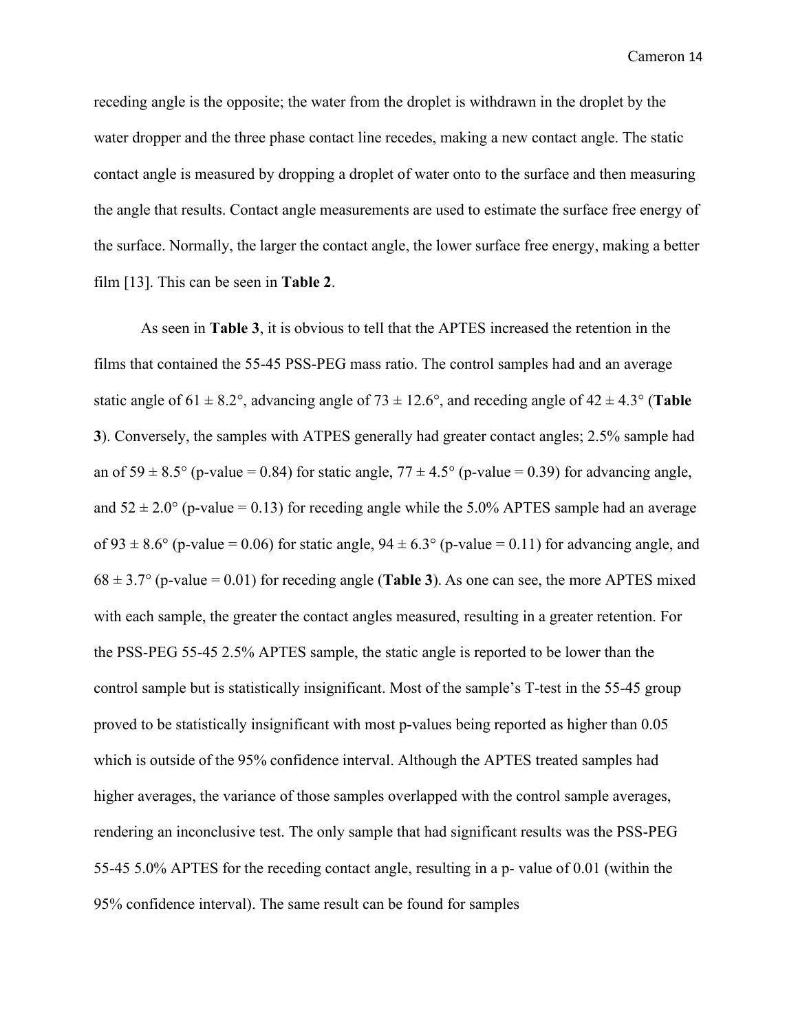receding angle is the opposite; the water from the droplet is withdrawn in the droplet by the water dropper and the three phase contact line recedes, making a new contact angle. The static contact angle is measured by dropping a droplet of water onto to the surface and then measuring the angle that results. Contact angle measurements are used to estimate the surface free energy of the surface. Normally, the larger the contact angle, the lower surface free energy, making a better film [13]. This can be seen in **Table 2**.

As seen in **Table 3**, it is obvious to tell that the APTES increased the retention in the films that contained the 55-45 PSS-PEG mass ratio. The control samples had and an average static angle of 61 ± 8.2°, advancing angle of 73 ± 12.6°, and receding angle of 42 ± 4.3° (**Table 3**). Conversely, the samples with ATPES generally had greater contact angles; 2.5% sample had an of 59 ± 8.5° (p-value = 0.84) for static angle, 77 ± 4.5° (p-value = 0.39) for advancing angle, and 52 ± 2.0° (p-value = 0.13) for receding angle while the 5.0% APTES sample had an average of 93 ± 8.6° (p-value = 0.06) for static angle, 94 ± 6.3° (p-value = 0.11) for advancing angle, and 68 ± 3.7° (p-value = 0.01) for receding angle (**Table 3**). As one can see, the more APTES mixed with each sample, the greater the contact angles measured, resulting in a greater retention. For the PSS-PEG 55-45 2.5% APTES sample, the static angle is reported to be lower than the control sample but is statistically insignificant. Most of the sample's T-test in the 55-45 group proved to be statistically insignificant with most p-values being reported as higher than 0.05 which is outside of the 95% confidence interval. Although the APTES treated samples had higher averages, the variance of those samples overlapped with the control sample averages, rendering an inconclusive test. The only sample that had significant results was the PSS-PEG 55-45 5.0% APTES for the receding contact angle, resulting in a p- value of 0.01 (within the 95% confidence interval). The same result can be found for samples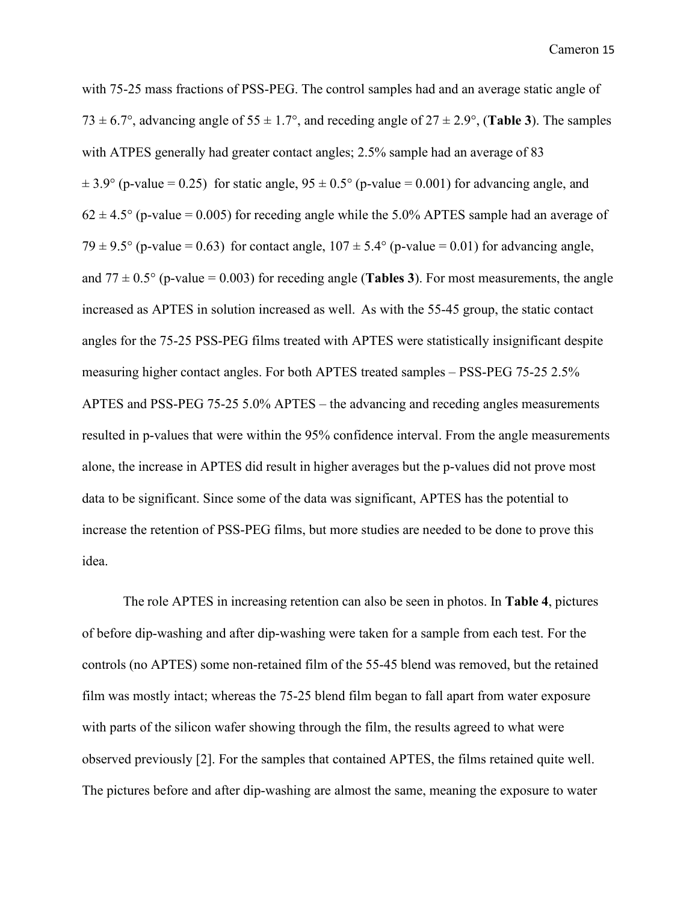with 75-25 mass fractions of PSS-PEG. The control samples had and an average static angle of 73 ± 6.7°, advancing angle of 55 ± 1.7°, and receding angle of 27 ± 2.9°, (**Table 3**). The samples with ATPES generally had greater contact angles; 2.5% sample had an average of 83 ± 3.9° (p-value = 0.25) for static angle, 95 ± 0.5° (p-value = 0.001) for advancing angle, and 62 ± 4.5° (p-value = 0.005) for receding angle while the 5.0% APTES sample had an average of 79 ± 9.5° (p-value = 0.63) for contact angle, 107 ± 5.4° (p-value = 0.01) for advancing angle, and 77 ± 0.5° (p-value = 0.003) for receding angle (**Tables 3**). For most measurements, the angle increased as APTES in solution increased as well. As with the 55-45 group, the static contact angles for the 75-25 PSS-PEG films treated with APTES were statistically insignificant despite measuring higher contact angles. For both APTES treated samples – PSS-PEG 75-25 2.5% APTES and PSS-PEG 75-25 5.0% APTES – the advancing and receding angles measurements resulted in p-values that were within the 95% confidence interval. From the angle measurements alone, the increase in APTES did result in higher averages but the p-values did not prove most data to be significant. Since some of the data was significant, APTES has the potential to increase the retention of PSS-PEG films, but more studies are needed to be done to prove this idea.

The role APTES in increasing retention can also be seen in photos. In **Table 4**, pictures of before dip-washing and after dip-washing were taken for a sample from each test. For the controls (no APTES) some non-retained film of the 55-45 blend was removed, but the retained film was mostly intact; whereas the 75-25 blend film began to fall apart from water exposure with parts of the silicon wafer showing through the film, the results agreed to what were observed previously [2]. For the samples that contained APTES, the films retained quite well. The pictures before and after dip-washing are almost the same, meaning the exposure to water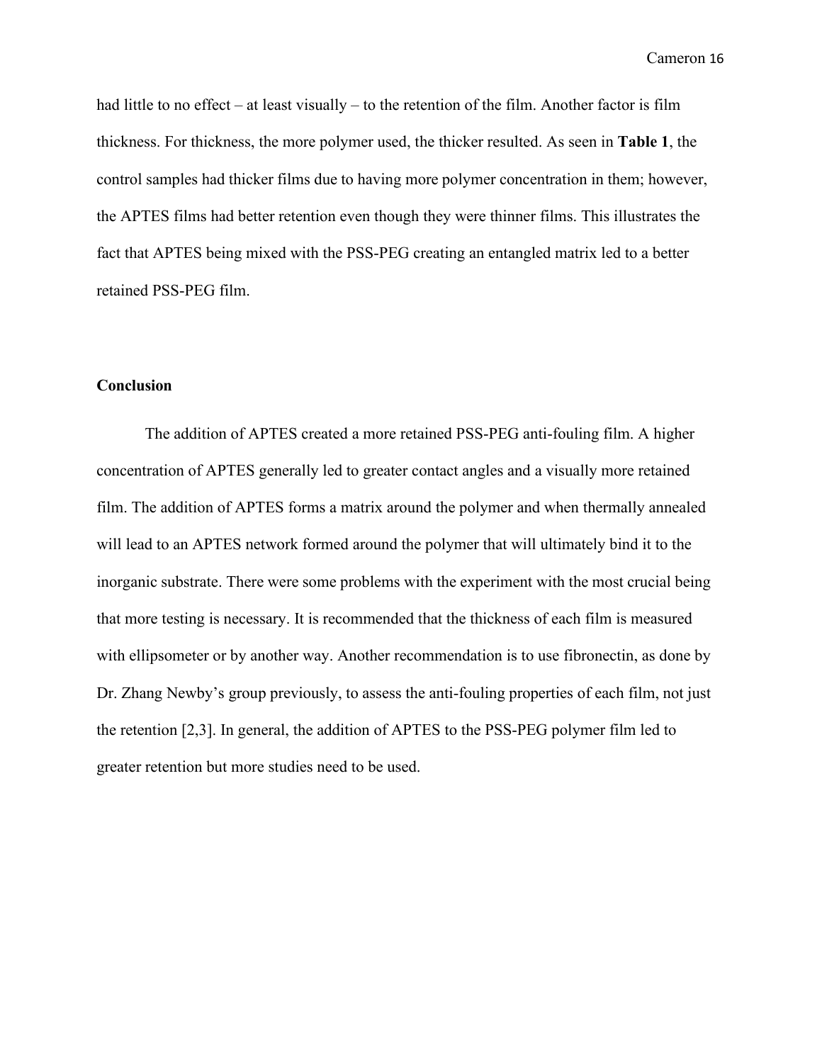had little to no effect – at least visually – to the retention of the film. Another factor is film thickness. For thickness, the more polymer used, the thicker resulted. As seen in **Table 1**, the control samples had thicker films due to having more polymer concentration in them; however, the APTES films had better retention even though they were thinner films. This illustrates the fact that APTES being mixed with the PSS-PEG creating an entangled matrix led to a better retained PSS-PEG film.

## Conclusion

The addition of APTES created a more retained PSS-PEG anti-fouling film. A higher concentration of APTES generally led to greater contact angles and a visually more retained film. The addition of APTES forms a matrix around the polymer and when thermally annealed will lead to an APTES network formed around the polymer that will ultimately bind it to the inorganic substrate. There were some problems with the experiment with the most crucial being that more testing is necessary. It is recommended that the thickness of each film is measured with ellipsometer or by another way. Another recommendation is to use fibronectin, as done by Dr. Zhang Newby's group previously, to assess the anti-fouling properties of each film, not just the retention [2,3]. In general, the addition of APTES to the PSS-PEG polymer film led to greater retention but more studies need to be used.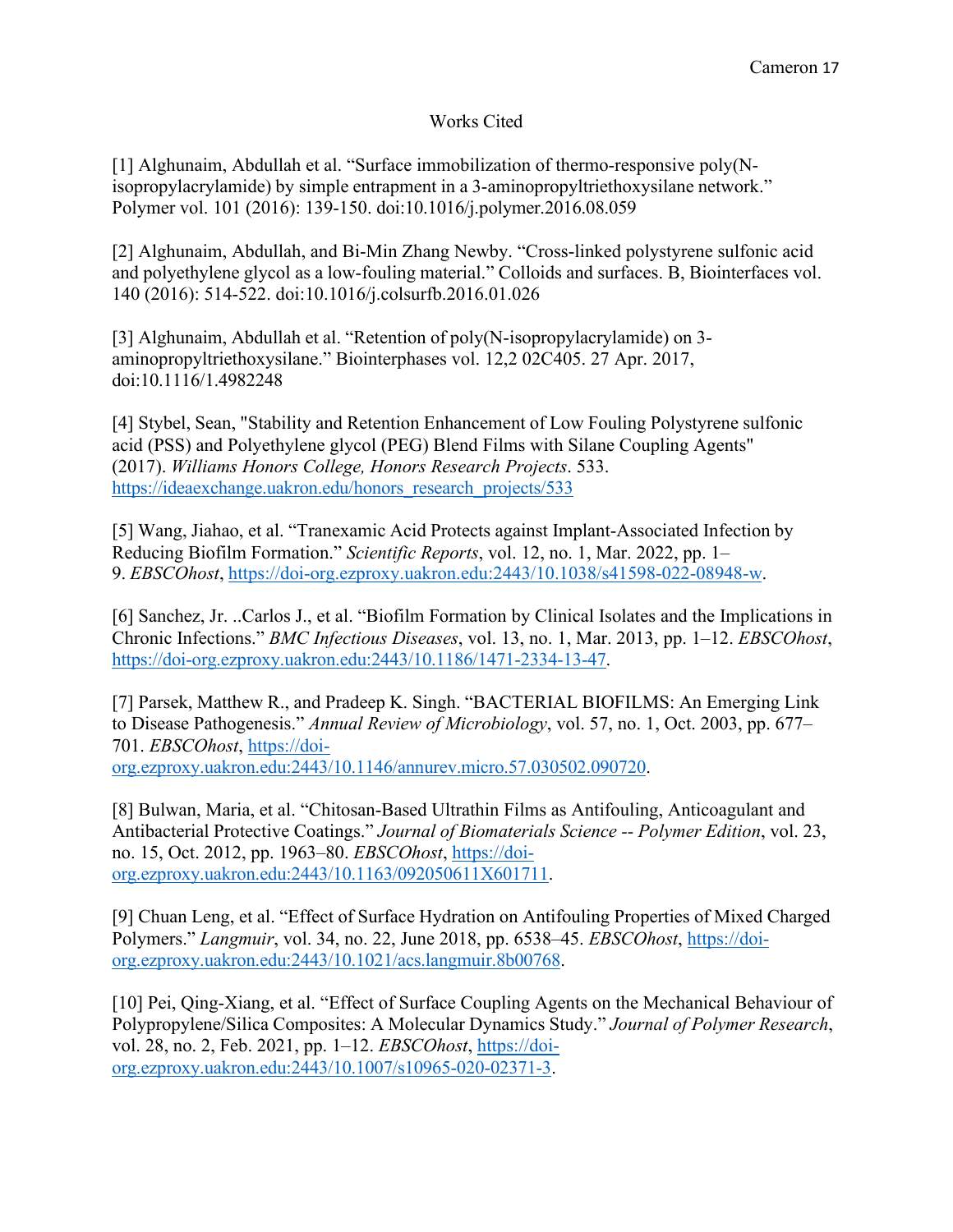# Works Cited

[1] Alghunaim, Abdullah et al. "Surface immobilization of thermo-responsive poly(N-isopropylacrylamide) by simple entrapment in a 3-aminopropyltriethoxysilane network." Polymer vol. 101 (2016): 139-150. doi:10.1016/j.polymer.2016.08.059

[2] Alghunaim, Abdullah, and Bi-Min Zhang Newby. "Cross-linked polystyrene sulfonic acid and polyethylene glycol as a low-fouling material." Colloids and surfaces. B, Biointerfaces vol. 140 (2016): 514-522. doi:10.1016/j.colsurfb.2016.01.026

[3] Alghunaim, Abdullah et al. "Retention of poly(N-isopropylacrylamide) on 3-aminopropyltriethoxysilane." Biointerphases vol. 12,2 02C405. 27 Apr. 2017, doi:10.1116/1.4982248

[4] Stybel, Sean, "Stability and Retention Enhancement of Low Fouling Polystyrene sulfonic acid (PSS) and Polyethylene glycol (PEG) Blend Films with Silane Coupling Agents" (2017). *Williams Honors College, Honors Research Projects*. 533. https://ideaexchange.uakron.edu/honors_research_projects/533

[5] Wang, Jiahao, et al. "Tranexamic Acid Protects against Implant-Associated Infection by Reducing Biofilm Formation." *Scientific Reports*, vol. 12, no. 1, Mar. 2022, pp. 1–9. *EBSCOhost*, https://doi-org.ezproxy.uakron.edu:2443/10.1038/s41598-022-08948-w.

[6] Sanchez, Jr. ..Carlos J., et al. "Biofilm Formation by Clinical Isolates and the Implications in Chronic Infections." *BMC Infectious Diseases*, vol. 13, no. 1, Mar. 2013, pp. 1–12. *EBSCOhost*, https://doi-org.ezproxy.uakron.edu:2443/10.1186/1471-2334-13-47.

[7] Parsek, Matthew R., and Pradeep K. Singh. "BACTERIAL BIOFILMS: An Emerging Link to Disease Pathogenesis." *Annual Review of Microbiology*, vol. 57, no. 1, Oct. 2003, pp. 677–701. *EBSCOhost*, https://doi-org.ezproxy.uakron.edu:2443/10.1146/annurev.micro.57.030502.090720.

[8] Bulwan, Maria, et al. "Chitosan-Based Ultrathin Films as Antifouling, Anticoagulant and Antibacterial Protective Coatings." *Journal of Biomaterials Science -- Polymer Edition*, vol. 23, no. 15, Oct. 2012, pp. 1963–80. *EBSCOhost*, https://doi-org.ezproxy.uakron.edu:2443/10.1163/092050611X601711.

[9] Chuan Leng, et al. "Effect of Surface Hydration on Antifouling Properties of Mixed Charged Polymers." *Langmuir*, vol. 34, no. 22, June 2018, pp. 6538–45. *EBSCOhost*, https://doi-org.ezproxy.uakron.edu:2443/10.1021/acs.langmuir.8b00768.

[10] Pei, Qing-Xiang, et al. "Effect of Surface Coupling Agents on the Mechanical Behaviour of Polypropylene/Silica Composites: A Molecular Dynamics Study." *Journal of Polymer Research*, vol. 28, no. 2, Feb. 2021, pp. 1–12. *EBSCOhost*, https://doi-org.ezproxy.uakron.edu:2443/10.1007/s10965-020-02371-3.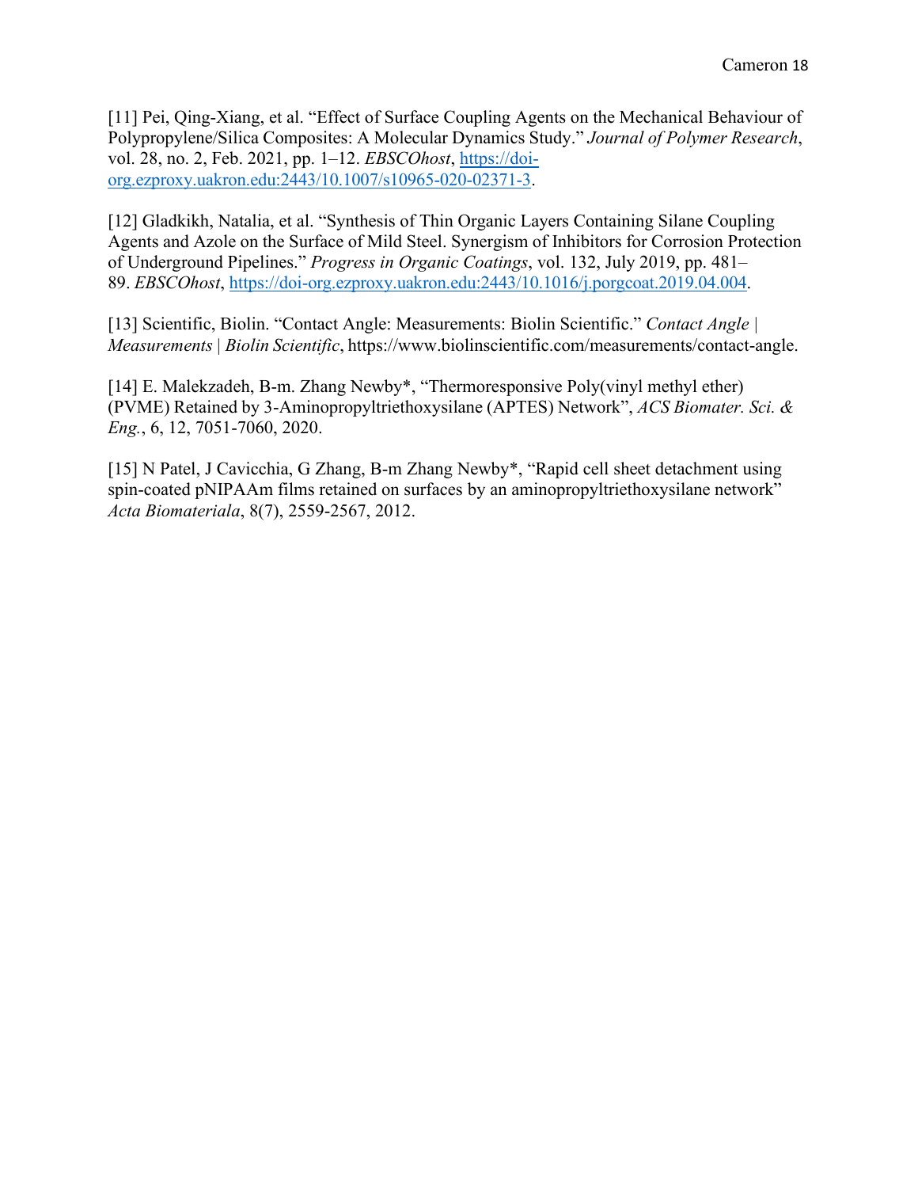[11] Pei, Qing-Xiang, et al. "Effect of Surface Coupling Agents on the Mechanical Behaviour of Polypropylene/Silica Composites: A Molecular Dynamics Study." *Journal of Polymer Research*, vol. 28, no. 2, Feb. 2021, pp. 1–12. *EBSCOhost*, https://doi-org.ezproxy.uakron.edu:2443/10.1007/s10965-020-02371-3.

[12] Gladkikh, Natalia, et al. "Synthesis of Thin Organic Layers Containing Silane Coupling Agents and Azole on the Surface of Mild Steel. Synergism of Inhibitors for Corrosion Protection of Underground Pipelines." *Progress in Organic Coatings*, vol. 132, July 2019, pp. 481–89. *EBSCOhost*, https://doi-org.ezproxy.uakron.edu:2443/10.1016/j.porgcoat.2019.04.004.

[13] Scientific, Biolin. "Contact Angle: Measurements: Biolin Scientific." *Contact Angle | Measurements | Biolin Scientific*, https://www.biolinscientific.com/measurements/contact-angle.

[14] E. Malekzadeh, B-m. Zhang Newby*, "Thermoresponsive Poly(vinyl methyl ether) (PVME) Retained by 3-Aminopropyltriethoxysilane (APTES) Network", *ACS Biomater. Sci. & Eng.*, 6, 12, 7051-7060, 2020.

[15] N Patel, J Cavicchia, G Zhang, B-m Zhang Newby*, "Rapid cell sheet detachment using spin-coated pNIPAAm films retained on surfaces by an aminopropyltriethoxysilane network" *Acta Biomateriala*, 8(7), 2559-2567, 2012.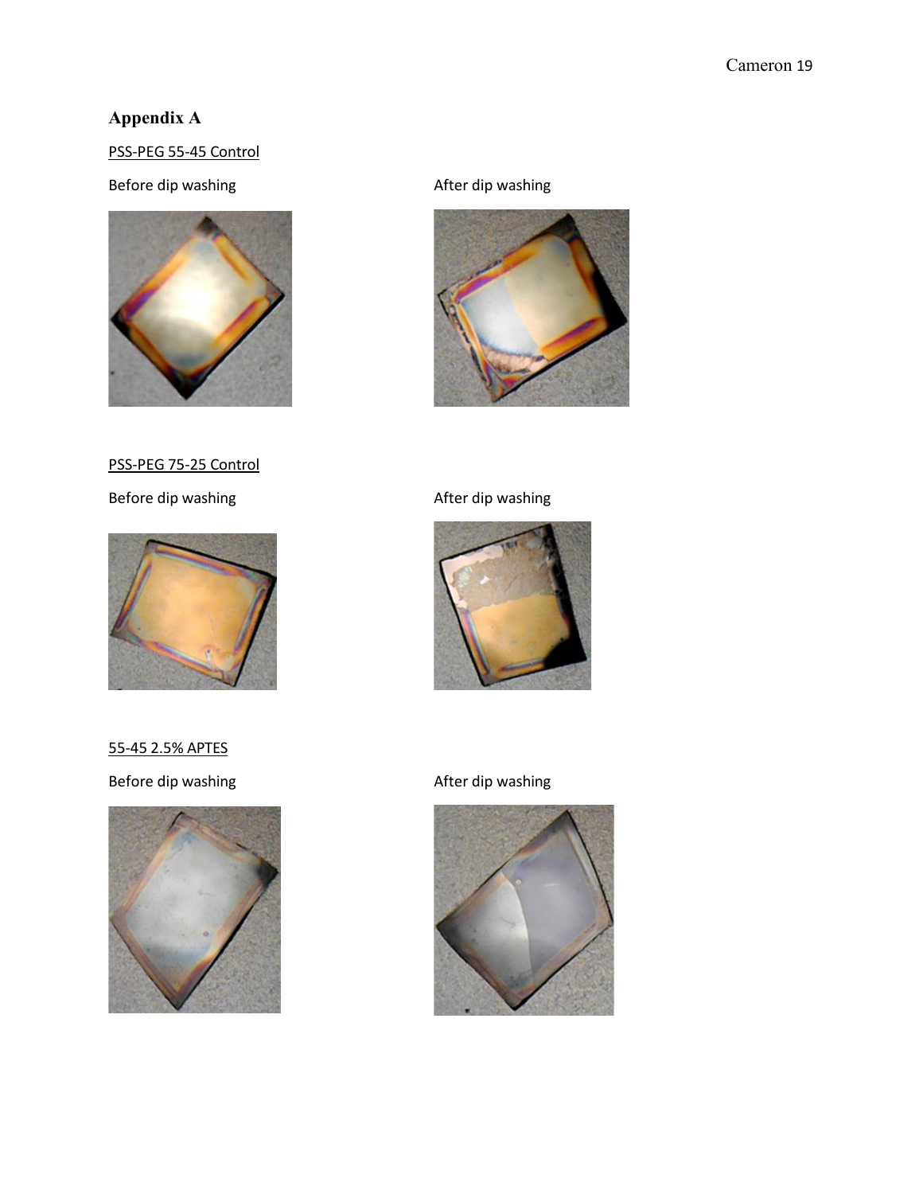## Appendix A

PSS-PEG 55-45 Control

Before dip washing

After dip washing

PSS-PEG 75-25 Control

Before dip washing

After dip washing

55-45 2.5% APTES

Before dip washing

After dip washing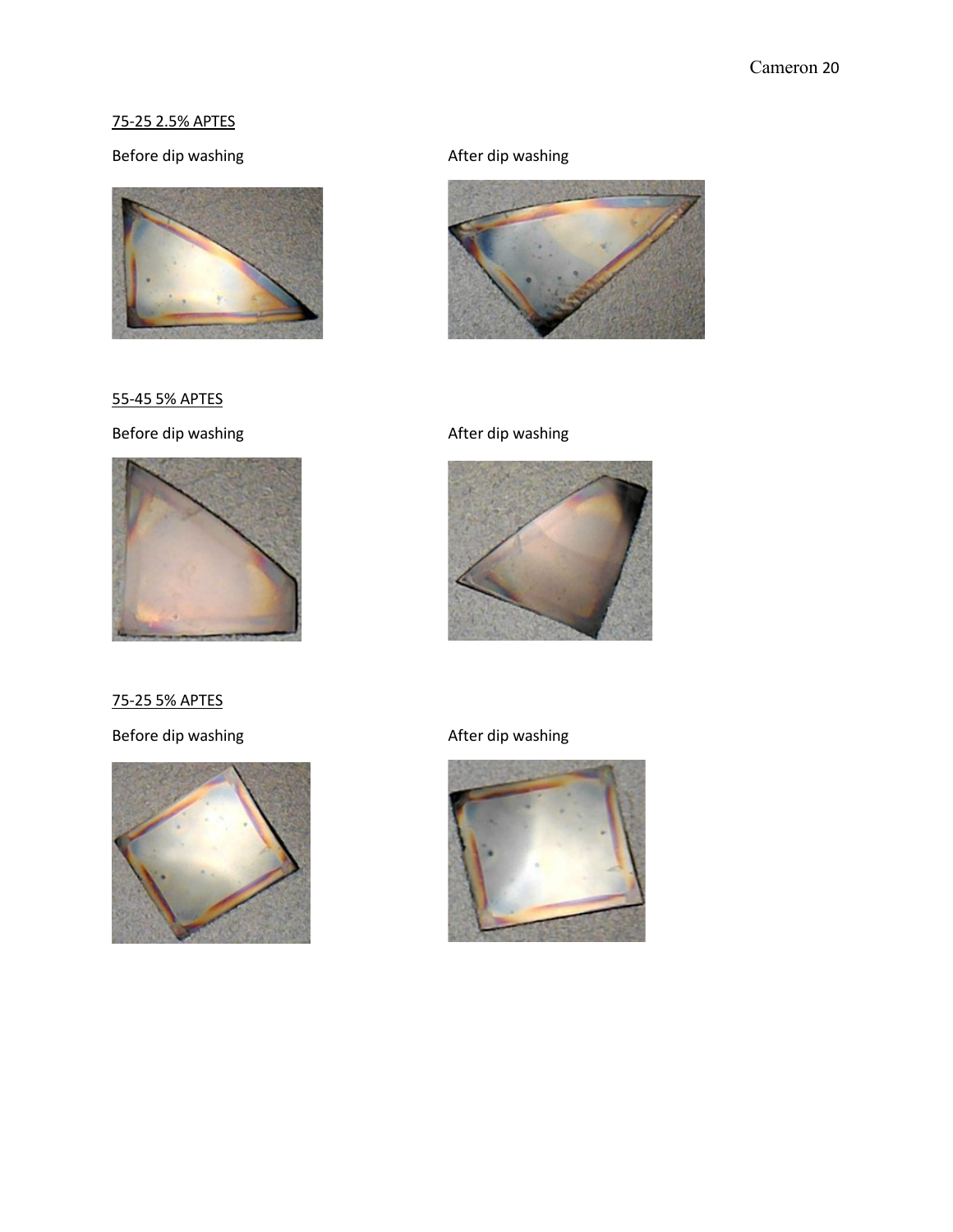75-25 2.5% APTES

Before dip washing

After dip washing

55-45 5% APTES

Before dip washing

After dip washing

75-25 5% APTES

Before dip washing

After dip washing